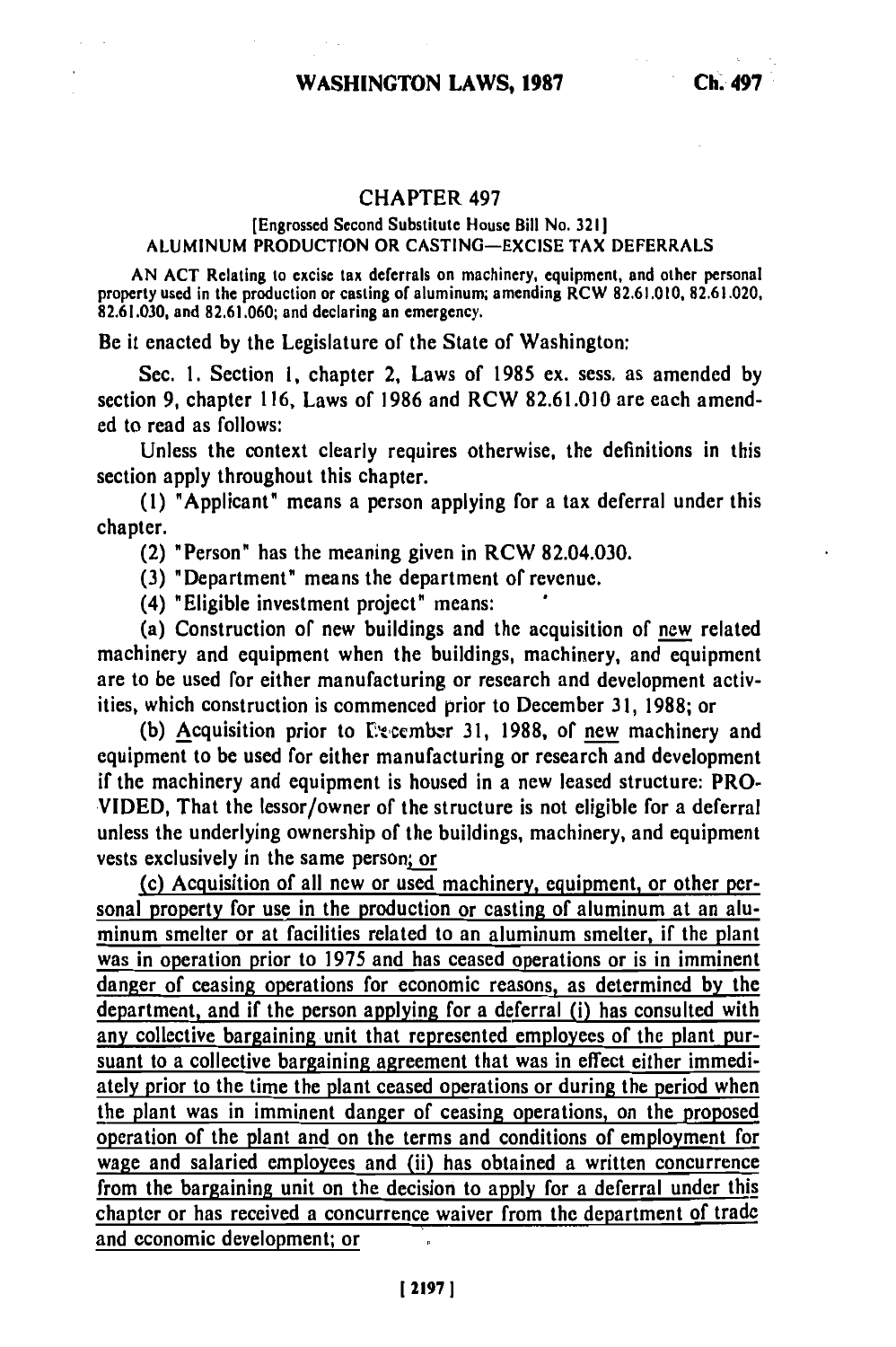# CHAPTER 497

### [Engrossed Second Substitute House Bill No. 321]
### ALUMINUM PRODUCTION OR CASTING—EXCISE TAX DEFERRALS

AN ACT Relating to excise tax deferrals on machinery, equipment, and other personal property used in the production or casting of aluminum; amending RCW 82.61.010, 82.61.020, 82.61.030, and 82.61.060; and declaring an emergency.

Be it enacted by the Legislature of the State of Washington:

Sec. 1. Section 1, chapter 2, Laws of 1985 ex. sess. as amended by section 9, chapter 116, Laws of 1986 and RCW 82.61.010 are each amended to read as follows:

Unless the context clearly requires otherwise, the definitions in this section apply throughout this chapter.

(1) "Applicant" means a person applying for a tax deferral under this chapter.

(2) "Person" has the meaning given in RCW 82.04.030.

(3) "Department" means the department of revenue.

(4) "Eligible investment project" means:

(a) Construction of new buildings and the acquisition of new related machinery and equipment when the buildings, machinery, and equipment are to be used for either manufacturing or research and development activities, which construction is commenced prior to December 31, 1988; or

(b) Acquisition prior to December 31, 1988, of new machinery and equipment to be used for either manufacturing or research and development if the machinery and equipment is housed in a new leased structure: PROVIDED, That the lessor/owner of the structure is not eligible for a deferral unless the underlying ownership of the buildings, machinery, and equipment vests exclusively in the same person; or

(c) Acquisition of all new or used machinery, equipment, or other personal property for use in the production or casting of aluminum at an aluminum smelter or at facilities related to an aluminum smelter, if the plant was in operation prior to 1975 and has ceased operations or is in imminent danger of ceasing operations for economic reasons, as determined by the department, and if the person applying for a deferral (i) has consulted with any collective bargaining unit that represented employees of the plant pursuant to a collective bargaining agreement that was in effect either immediately prior to the time the plant ceased operations or during the period when the plant was in imminent danger of ceasing operations, on the proposed operation of the plant and on the terms and conditions of employment for wage and salaried employees and (ii) has obtained a written concurrence from the bargaining unit on the decision to apply for a deferral under this chapter or has received a concurrence waiver from the department of trade and economic development; or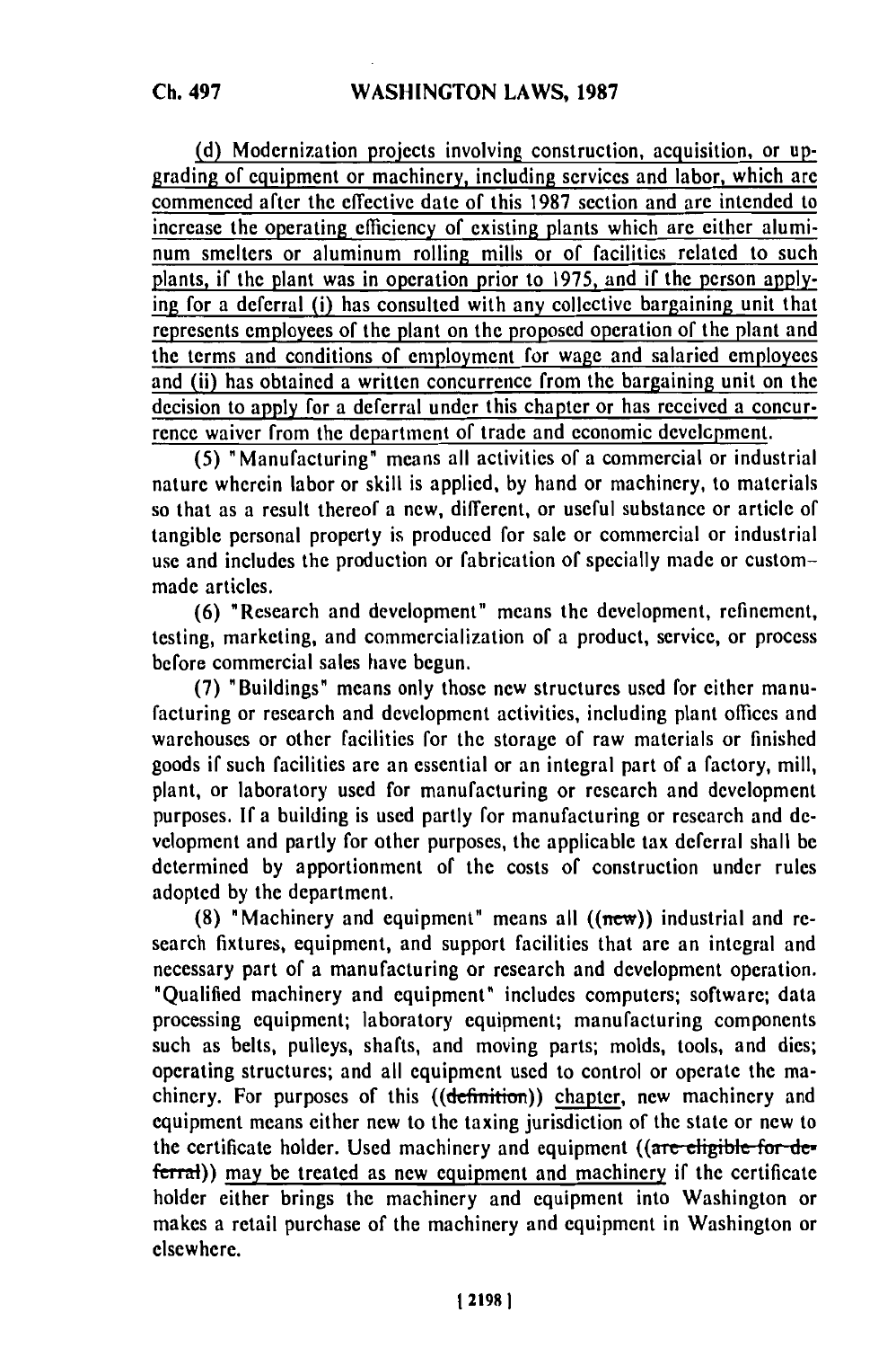(d) Modernization projects involving construction, acquisition, or upgrading of equipment or machinery, including services and labor, which are commenced after the effective date of this 1987 section and are intended to increase the operating efficiency of existing plants which are either aluminum smelters or aluminum rolling mills or of facilities related to such plants, if the plant was in operation prior to 1975, and if the person applying for a deferral (i) has consulted with any collective bargaining unit that represents employees of the plant on the proposed operation of the plant and the terms and conditions of employment for wage and salaried employees and (ii) has obtained a written concurrence from the bargaining unit on the decision to apply for a deferral under this chapter or has received a concurrence waiver from the department of trade and economic development.

(5) "Manufacturing" means all activities of a commercial or industrial nature wherein labor or skill is applied, by hand or machinery, to materials so that as a result thereof a new, different, or useful substance or article of tangible personal property is produced for sale or commercial or industrial use and includes the production or fabrication of specially made or custom-made articles.

(6) "Research and development" means the development, refinement, testing, marketing, and commercialization of a product, service, or process before commercial sales have begun.

(7) "Buildings" means only those new structures used for either manufacturing or research and development activities, including plant offices and warehouses or other facilities for the storage of raw materials or finished goods if such facilities are an essential or an integral part of a factory, mill, plant, or laboratory used for manufacturing or research and development purposes. If a building is used partly for manufacturing or research and development and partly for other purposes, the applicable tax deferral shall be determined by apportionment of the costs of construction under rules adopted by the department.

(8) "Machinery and equipment" means all ((~~new~~)) industrial and research fixtures, equipment, and support facilities that are an integral and necessary part of a manufacturing or research and development operation. "Qualified machinery and equipment" includes computers; software; data processing equipment; laboratory equipment; manufacturing components such as belts, pulleys, shafts, and moving parts; molds, tools, and dies; operating structures; and all equipment used to control or operate the machinery. For purposes of this ((~~definition~~)) chapter, new machinery and equipment means either new to the taxing jurisdiction of the state or new to the certificate holder. Used machinery and equipment ((~~are eligible for deferral~~)) may be treated as new equipment and machinery if the certificate holder either brings the machinery and equipment into Washington or makes a retail purchase of the machinery and equipment in Washington or elsewhere.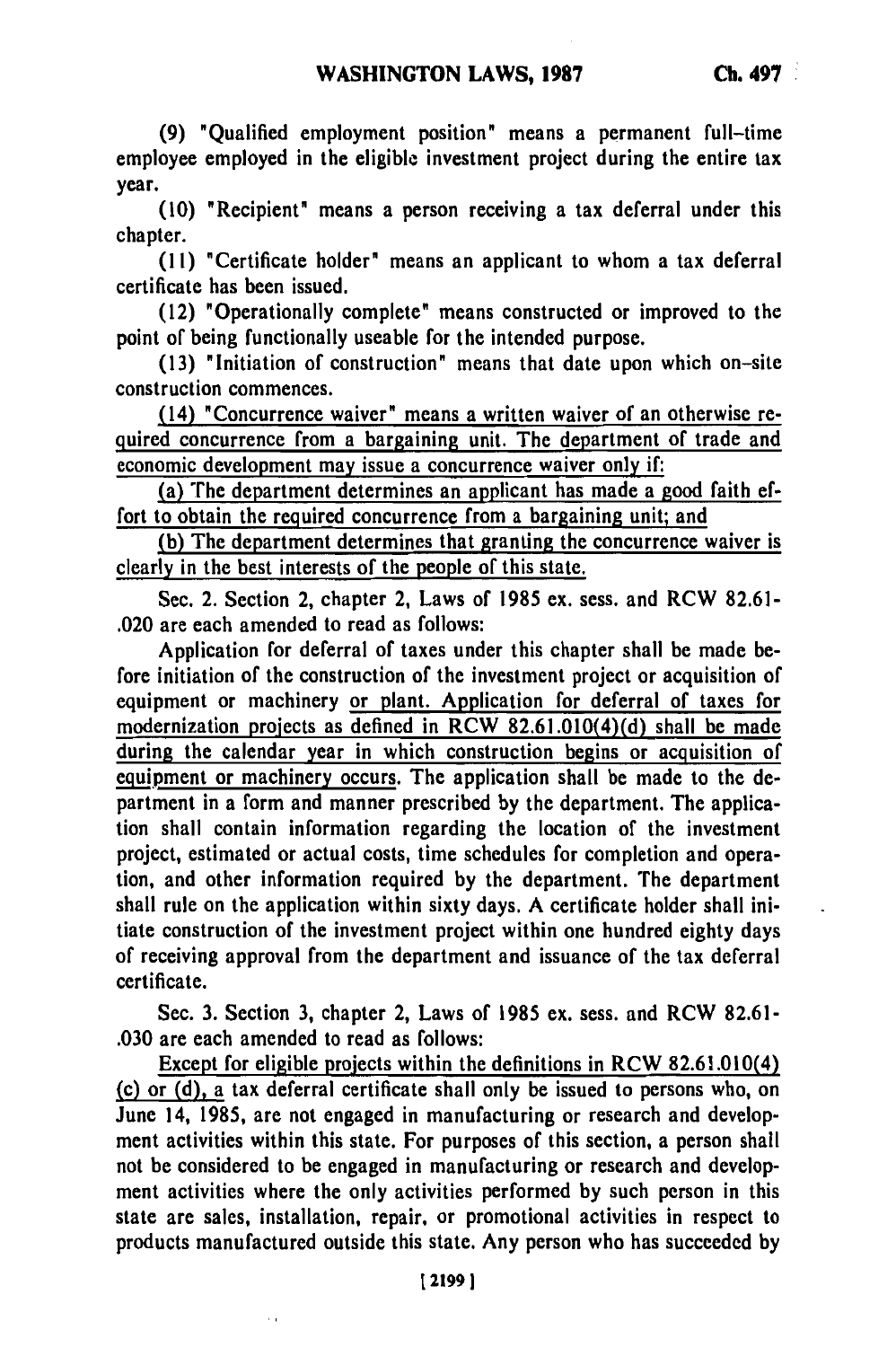(9) "Qualified employment position" means a permanent full-time employee employed in the eligible investment project during the entire tax year.

(10) "Recipient" means a person receiving a tax deferral under this chapter.

(11) "Certificate holder" means an applicant to whom a tax deferral certificate has been issued.

(12) "Operationally complete" means constructed or improved to the point of being functionally useable for the intended purpose.

(13) "Initiation of construction" means that date upon which on-site construction commences.

(14) "Concurrence waiver" means a written waiver of an otherwise required concurrence from a bargaining unit. The department of trade and economic development may issue a concurrence waiver only if:

(a) The department determines an applicant has made a good faith effort to obtain the required concurrence from a bargaining unit; and

(b) The department determines that granting the concurrence waiver is clearly in the best interests of the people of this state.

Sec. 2. Section 2, chapter 2, Laws of 1985 ex. sess. and RCW 82.61.020 are each amended to read as follows:

Application for deferral of taxes under this chapter shall be made before initiation of the construction of the investment project or acquisition of equipment or machinery or plant. Application for deferral of taxes for modernization projects as defined in RCW 82.61.010(4)(d) shall be made during the calendar year in which construction begins or acquisition of equipment or machinery occurs. The application shall be made to the department in a form and manner prescribed by the department. The application shall contain information regarding the location of the investment project, estimated or actual costs, time schedules for completion and operation, and other information required by the department. The department shall rule on the application within sixty days. A certificate holder shall initiate construction of the investment project within one hundred eighty days of receiving approval from the department and issuance of the tax deferral certificate.

Sec. 3. Section 3, chapter 2, Laws of 1985 ex. sess. and RCW 82.61.030 are each amended to read as follows:

Except for eligible projects within the definitions in RCW 82.61.010(4)(c) or (d), a tax deferral certificate shall only be issued to persons who, on June 14, 1985, are not engaged in manufacturing or research and development activities within this state. For purposes of this section, a person shall not be considered to be engaged in manufacturing or research and development activities where the only activities performed by such person in this state are sales, installation, repair, or promotional activities in respect to products manufactured outside this state. Any person who has succeeded by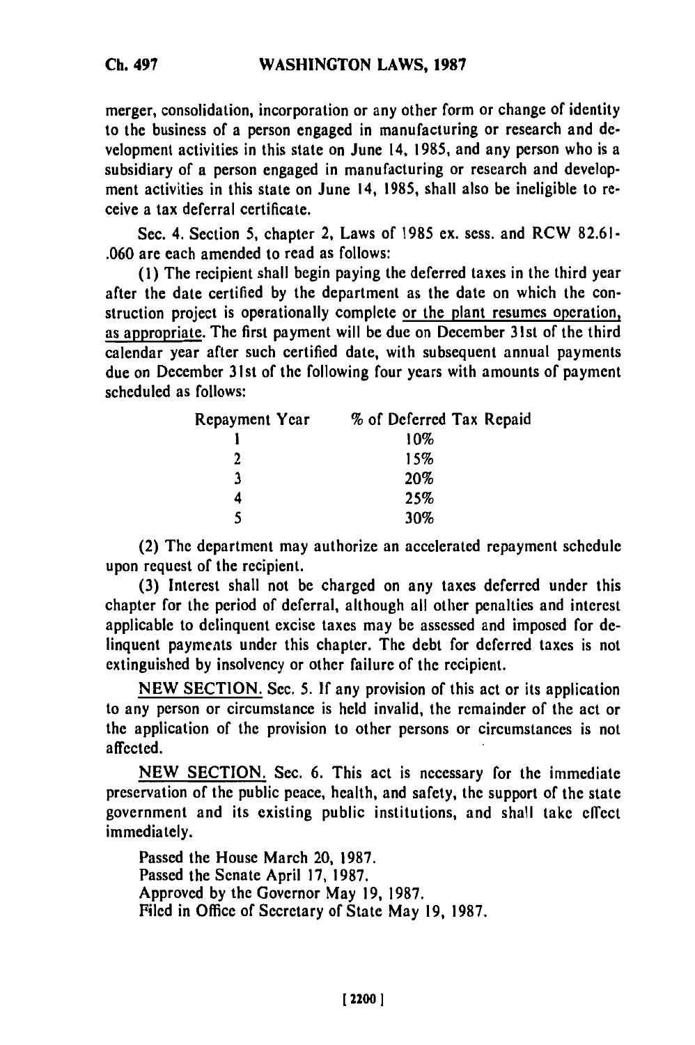merger, consolidation, incorporation or any other form or change of identity to the business of a person engaged in manufacturing or research and development activities in this state on June 14, 1985, and any person who is a subsidiary of a person engaged in manufacturing or research and development activities in this state on June 14, 1985, shall also be ineligible to receive a tax deferral certificate.

Sec. 4. Section 5, chapter 2, Laws of 1985 ex. sess. and RCW 82.61-.060 are each amended to read as follows:

(1) The recipient shall begin paying the deferred taxes in the third year after the date certified by the department as the date on which the construction project is operationally complete or the plant resumes operation, as appropriate. The first payment will be due on December 31st of the third calendar year after such certified date, with subsequent annual payments due on December 31st of the following four years with amounts of payment scheduled as follows:

| Repayment Year | % of Deferred Tax Repaid |
|---|---|
| 1 | 10% |
| 2 | 15% |
| 3 | 20% |
| 4 | 25% |
| 5 | 30% |

(2) The department may authorize an accelerated repayment schedule upon request of the recipient.

(3) Interest shall not be charged on any taxes deferred under this chapter for the period of deferral, although all other penalties and interest applicable to delinquent excise taxes may be assessed and imposed for delinquent payments under this chapter. The debt for deferred taxes is not extinguished by insolvency or other failure of the recipient.

NEW SECTION. Sec. 5. If any provision of this act or its application to any person or circumstance is held invalid, the remainder of the act or the application of the provision to other persons or circumstances is not affected.

NEW SECTION. Sec. 6. This act is necessary for the immediate preservation of the public peace, health, and safety, the support of the state government and its existing public institutions, and shall take effect immediately.

Passed the House March 20, 1987.
Passed the Senate April 17, 1987.
Approved by the Governor May 19, 1987.
Filed in Office of Secretary of State May 19, 1987.